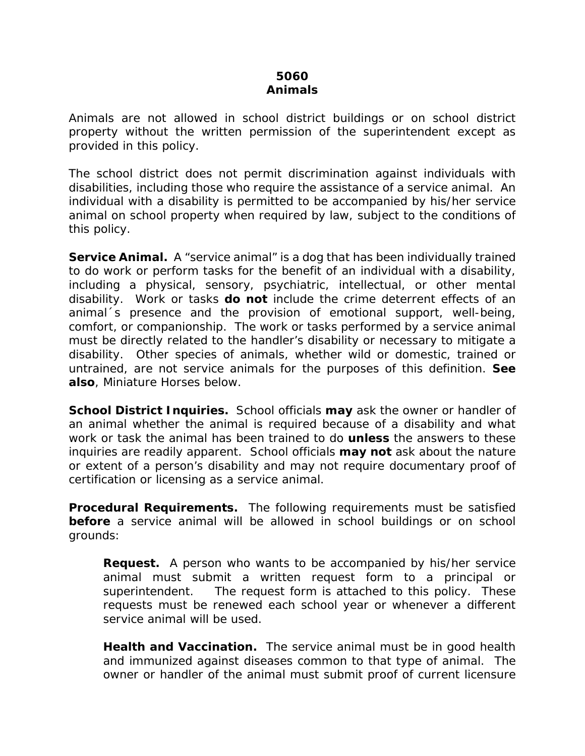# 5060
# Animals

Animals are not allowed in school district buildings or on school district property without the written permission of the superintendent except as provided in this policy.

The school district does not permit discrimination against individuals with disabilities, including those who require the assistance of a service animal. An individual with a disability is permitted to be accompanied by his/her service animal on school property when required by law, subject to the conditions of this policy.

**Service Animal.** A "service animal" is a dog that has been individually trained to do work or perform tasks for the benefit of an individual with a disability, including a physical, sensory, psychiatric, intellectual, or other mental disability. Work or tasks **do not** include the crime deterrent effects of an animal´s presence and the provision of emotional support, well-being, comfort, or companionship. The work or tasks performed by a service animal must be directly related to the handler's disability or necessary to mitigate a disability. Other species of animals, whether wild or domestic, trained or untrained, are not service animals for the purposes of this definition. **See also**, Miniature Horses below.

**School District Inquiries.** School officials **may** ask the owner or handler of an animal whether the animal is required because of a disability and what work or task the animal has been trained to do **unless** the answers to these inquiries are readily apparent. School officials **may not** ask about the nature or extent of a person's disability and may not require documentary proof of certification or licensing as a service animal.

**Procedural Requirements.** The following requirements must be satisfied **before** a service animal will be allowed in school buildings or on school grounds:

> **Request.** A person who wants to be accompanied by his/her service animal must submit a written request form to a principal or superintendent. The request form is attached to this policy. These requests must be renewed each school year or whenever a different service animal will be used.
>
> **Health and Vaccination.** The service animal must be in good health and immunized against diseases common to that type of animal. The owner or handler of the animal must submit proof of current licensure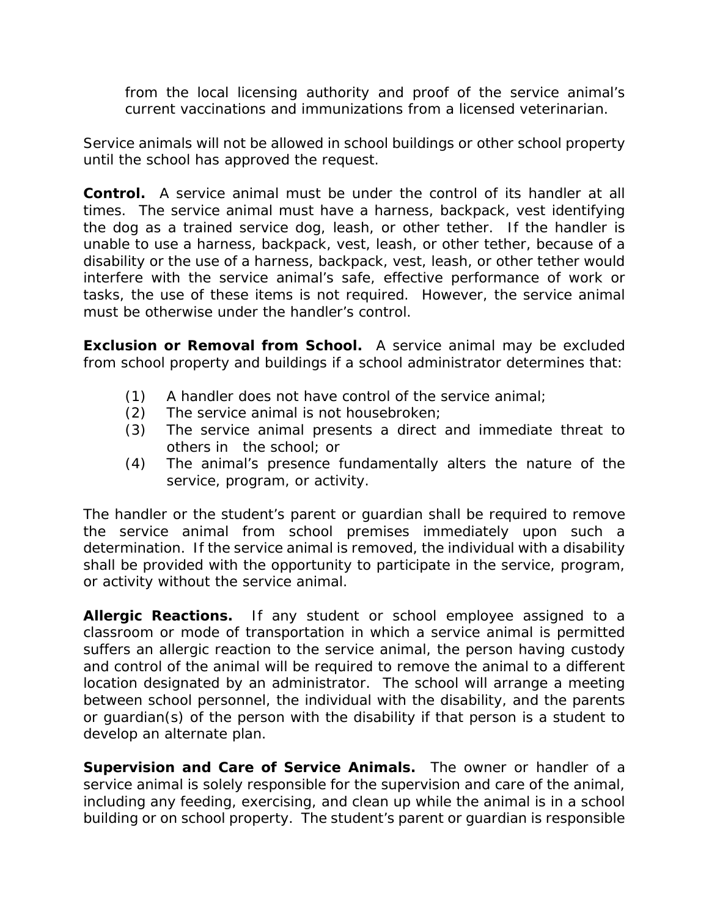from the local licensing authority and proof of the service animal's current vaccinations and immunizations from a licensed veterinarian.

Service animals will not be allowed in school buildings or other school property until the school has approved the request.

**Control.** A service animal must be under the control of its handler at all times. The service animal must have a harness, backpack, vest identifying the dog as a trained service dog, leash, or other tether. If the handler is unable to use a harness, backpack, vest, leash, or other tether, because of a disability or the use of a harness, backpack, vest, leash, or other tether would interfere with the service animal's safe, effective performance of work or tasks, the use of these items is not required. However, the service animal must be otherwise under the handler's control.

**Exclusion or Removal from School.** A service animal may be excluded from school property and buildings if a school administrator determines that:

(1) A handler does not have control of the service animal;
(2) The service animal is not housebroken;
(3) The service animal presents a direct and immediate threat to others in the school; or
(4) The animal's presence fundamentally alters the nature of the service, program, or activity.

The handler or the student's parent or guardian shall be required to remove the service animal from school premises immediately upon such a determination. If the service animal is removed, the individual with a disability shall be provided with the opportunity to participate in the service, program, or activity without the service animal.

**Allergic Reactions.** If any student or school employee assigned to a classroom or mode of transportation in which a service animal is permitted suffers an allergic reaction to the service animal, the person having custody and control of the animal will be required to remove the animal to a different location designated by an administrator. The school will arrange a meeting between school personnel, the individual with the disability, and the parents or guardian(s) of the person with the disability if that person is a student to develop an alternate plan.

**Supervision and Care of Service Animals.** The owner or handler of a service animal is solely responsible for the supervision and care of the animal, including any feeding, exercising, and clean up while the animal is in a school building or on school property. The student's parent or guardian is responsible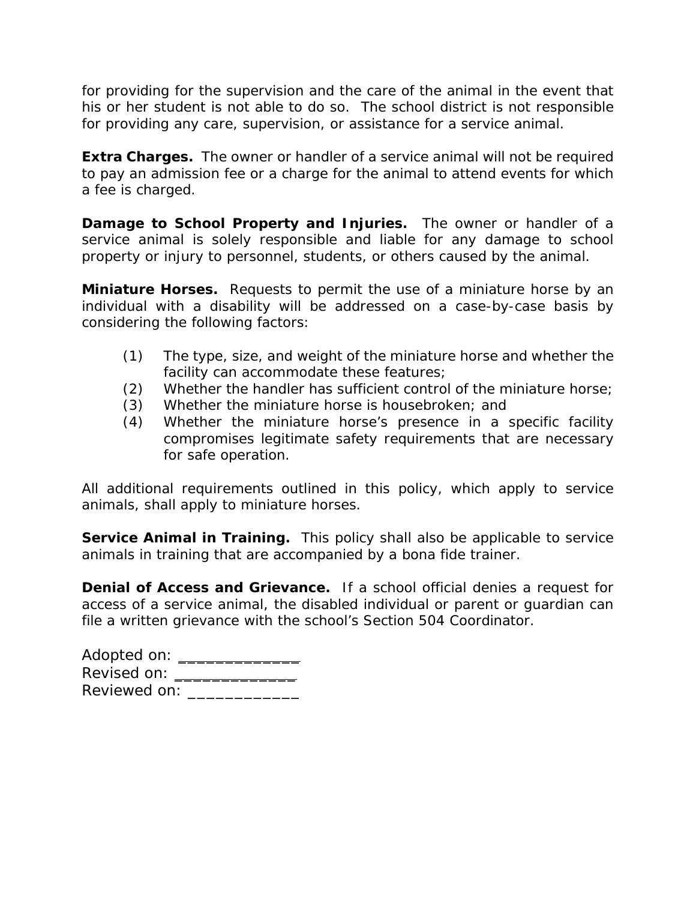for providing for the supervision and the care of the animal in the event that his or her student is not able to do so. The school district is not responsible for providing any care, supervision, or assistance for a service animal.

**Extra Charges.** The owner or handler of a service animal will not be required to pay an admission fee or a charge for the animal to attend events for which a fee is charged.

**Damage to School Property and Injuries.** The owner or handler of a service animal is solely responsible and liable for any damage to school property or injury to personnel, students, or others caused by the animal.

**Miniature Horses.** Requests to permit the use of a miniature horse by an individual with a disability will be addressed on a case-by-case basis by considering the following factors:

(1) The type, size, and weight of the miniature horse and whether the facility can accommodate these features;
(2) Whether the handler has sufficient control of the miniature horse;
(3) Whether the miniature horse is housebroken; and
(4) Whether the miniature horse's presence in a specific facility compromises legitimate safety requirements that are necessary for safe operation.

All additional requirements outlined in this policy, which apply to service animals, shall apply to miniature horses.

**Service Animal in Training.** This policy shall also be applicable to service animals in training that are accompanied by a bona fide trainer.

**Denial of Access and Grievance.** If a school official denies a request for access of a service animal, the disabled individual or parent or guardian can file a written grievance with the school's Section 504 Coordinator.

Adopted on: _____________
Revised on: _____________
Reviewed on: ____________